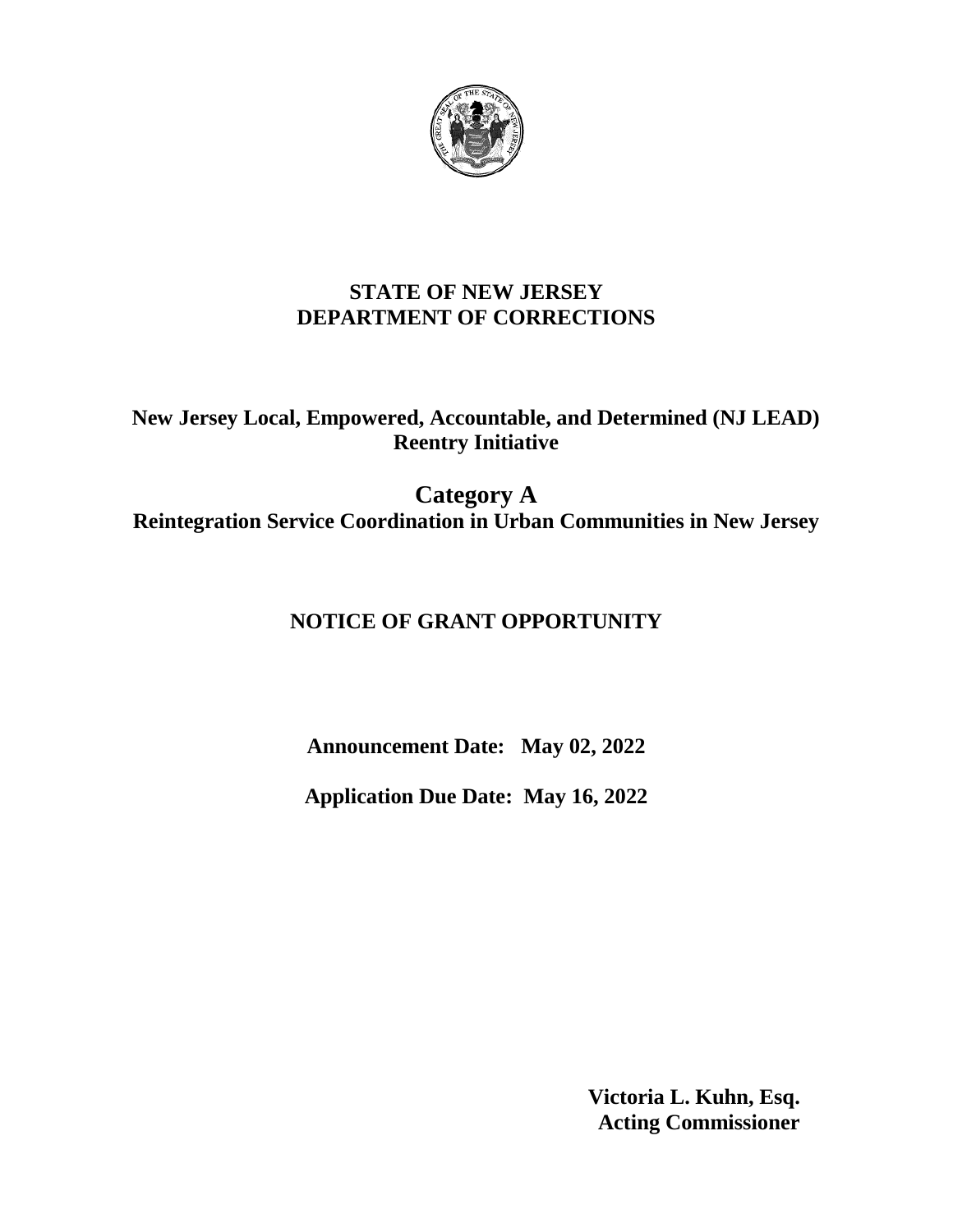# STATE OF NEW JERSEY
# DEPARTMENT OF CORRECTIONS

## New Jersey Local, Empowered, Accountable, and Determined (NJ LEAD) Reentry Initiative

## Category A
## Reintegration Service Coordination in Urban Communities in New Jersey

## NOTICE OF GRANT OPPORTUNITY

**Announcement Date: May 02, 2022**

**Application Due Date: May 16, 2022**

**Victoria L. Kuhn, Esq.**
**Acting Commissioner**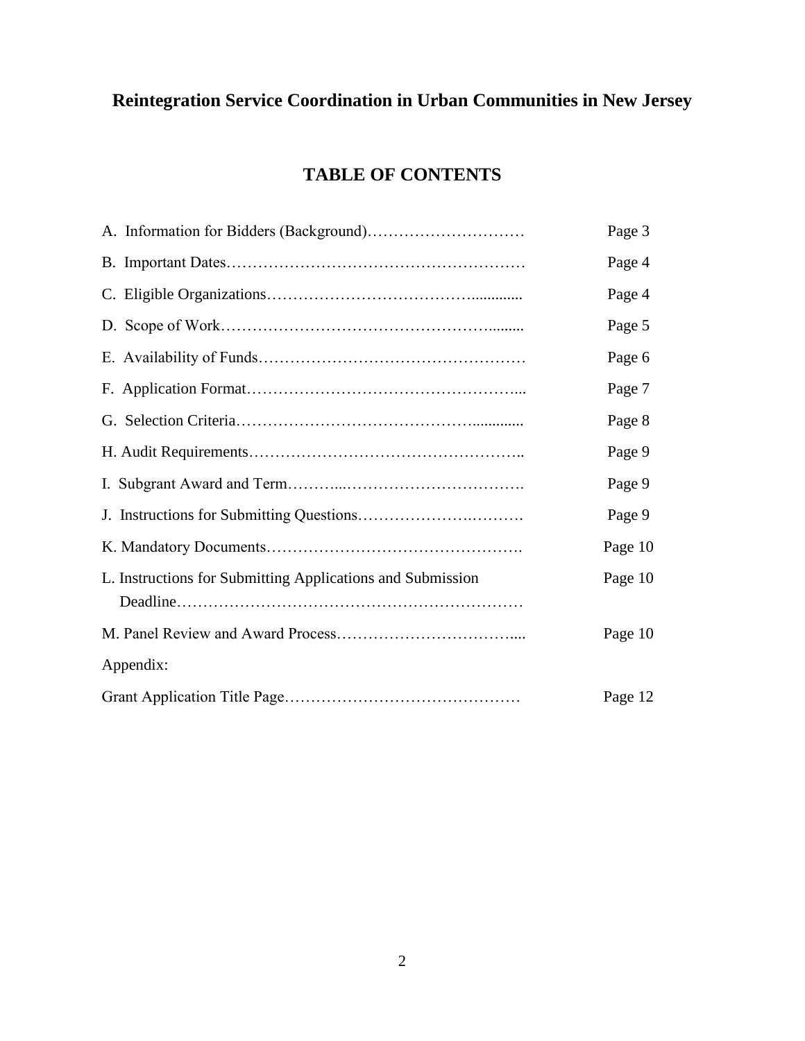# Reintegration Service Coordination in Urban Communities in New Jersey

## TABLE OF CONTENTS

| | |
|---|---|
| A. Information for Bidders (Background) | Page 3 |
| B. Important Dates | Page 4 |
| C. Eligible Organizations | Page 4 |
| D. Scope of Work | Page 5 |
| E. Availability of Funds | Page 6 |
| F. Application Format | Page 7 |
| G. Selection Criteria | Page 8 |
| H. Audit Requirements | Page 9 |
| I. Subgrant Award and Term | Page 9 |
| J. Instructions for Submitting Questions | Page 9 |
| K. Mandatory Documents | Page 10 |
| L. Instructions for Submitting Applications and Submission Deadline | Page 10 |
| M. Panel Review and Award Process | Page 10 |
| Appendix: | |
| Grant Application Title Page | Page 12 |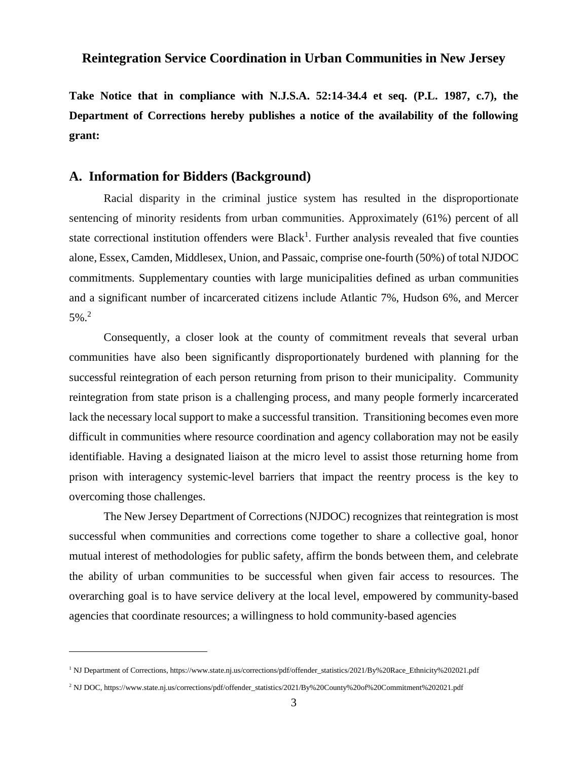## Reintegration Service Coordination in Urban Communities in New Jersey

**Take Notice that in compliance with N.J.S.A. 52:14-34.4 et seq. (P.L. 1987, c.7), the Department of Corrections hereby publishes a notice of the availability of the following grant:**

## A. Information for Bidders (Background)

Racial disparity in the criminal justice system has resulted in the disproportionate sentencing of minority residents from urban communities. Approximately (61%) percent of all state correctional institution offenders were Black[1]. Further analysis revealed that five counties alone, Essex, Camden, Middlesex, Union, and Passaic, comprise one-fourth (50%) of total NJDOC commitments. Supplementary counties with large municipalities defined as urban communities and a significant number of incarcerated citizens include Atlantic 7%, Hudson 6%, and Mercer 5%.[2]

Consequently, a closer look at the county of commitment reveals that several urban communities have also been significantly disproportionately burdened with planning for the successful reintegration of each person returning from prison to their municipality. Community reintegration from state prison is a challenging process, and many people formerly incarcerated lack the necessary local support to make a successful transition. Transitioning becomes even more difficult in communities where resource coordination and agency collaboration may not be easily identifiable. Having a designated liaison at the micro level to assist those returning home from prison with interagency systemic-level barriers that impact the reentry process is the key to overcoming those challenges.

The New Jersey Department of Corrections (NJDOC) recognizes that reintegration is most successful when communities and corrections come together to share a collective goal, honor mutual interest of methodologies for public safety, affirm the bonds between them, and celebrate the ability of urban communities to be successful when given fair access to resources. The overarching goal is to have service delivery at the local level, empowered by community-based agencies that coordinate resources; a willingness to hold community-based agencies

---

[1] NJ Department of Corrections, https://www.state.nj.us/corrections/pdf/offender_statistics/2021/By%20Race_Ethnicity%202021.pdf

[2] NJ DOC, https://www.state.nj.us/corrections/pdf/offender_statistics/2021/By%20County%20of%20Commitment%202021.pdf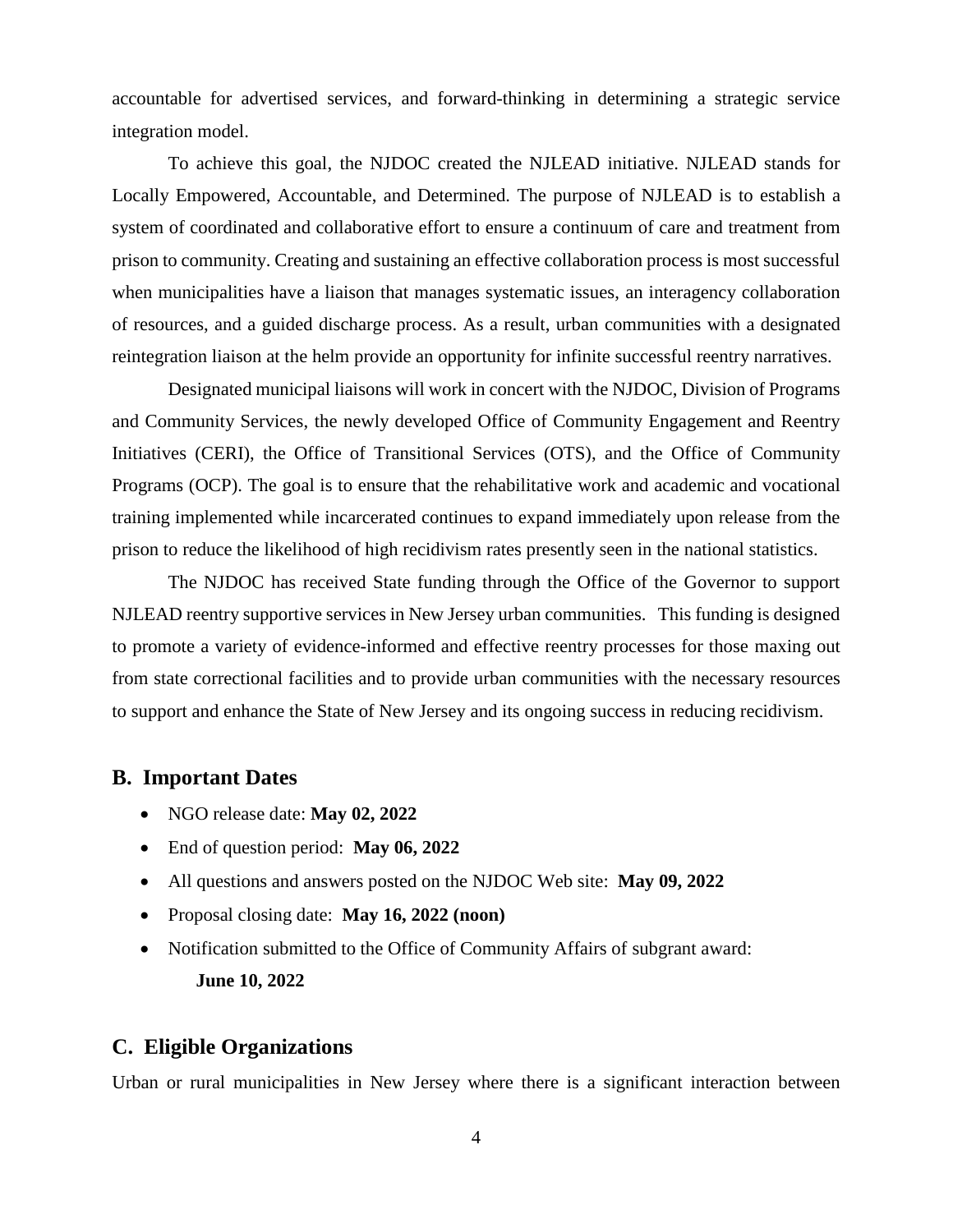accountable for advertised services, and forward-thinking in determining a strategic service integration model.

To achieve this goal, the NJDOC created the NJLEAD initiative. NJLEAD stands for Locally Empowered, Accountable, and Determined. The purpose of NJLEAD is to establish a system of coordinated and collaborative effort to ensure a continuum of care and treatment from prison to community. Creating and sustaining an effective collaboration process is most successful when municipalities have a liaison that manages systematic issues, an interagency collaboration of resources, and a guided discharge process. As a result, urban communities with a designated reintegration liaison at the helm provide an opportunity for infinite successful reentry narratives.

Designated municipal liaisons will work in concert with the NJDOC, Division of Programs and Community Services, the newly developed Office of Community Engagement and Reentry Initiatives (CERI), the Office of Transitional Services (OTS), and the Office of Community Programs (OCP). The goal is to ensure that the rehabilitative work and academic and vocational training implemented while incarcerated continues to expand immediately upon release from the prison to reduce the likelihood of high recidivism rates presently seen in the national statistics.

The NJDOC has received State funding through the Office of the Governor to support NJLEAD reentry supportive services in New Jersey urban communities. This funding is designed to promote a variety of evidence-informed and effective reentry processes for those maxing out from state correctional facilities and to provide urban communities with the necessary resources to support and enhance the State of New Jersey and its ongoing success in reducing recidivism.

## B. Important Dates

- NGO release date: **May 02, 2022**
- End of question period: **May 06, 2022**
- All questions and answers posted on the NJDOC Web site: **May 09, 2022**
- Proposal closing date: **May 16, 2022 (noon)**
- Notification submitted to the Office of Community Affairs of subgrant award: **June 10, 2022**

## C. Eligible Organizations

Urban or rural municipalities in New Jersey where there is a significant interaction between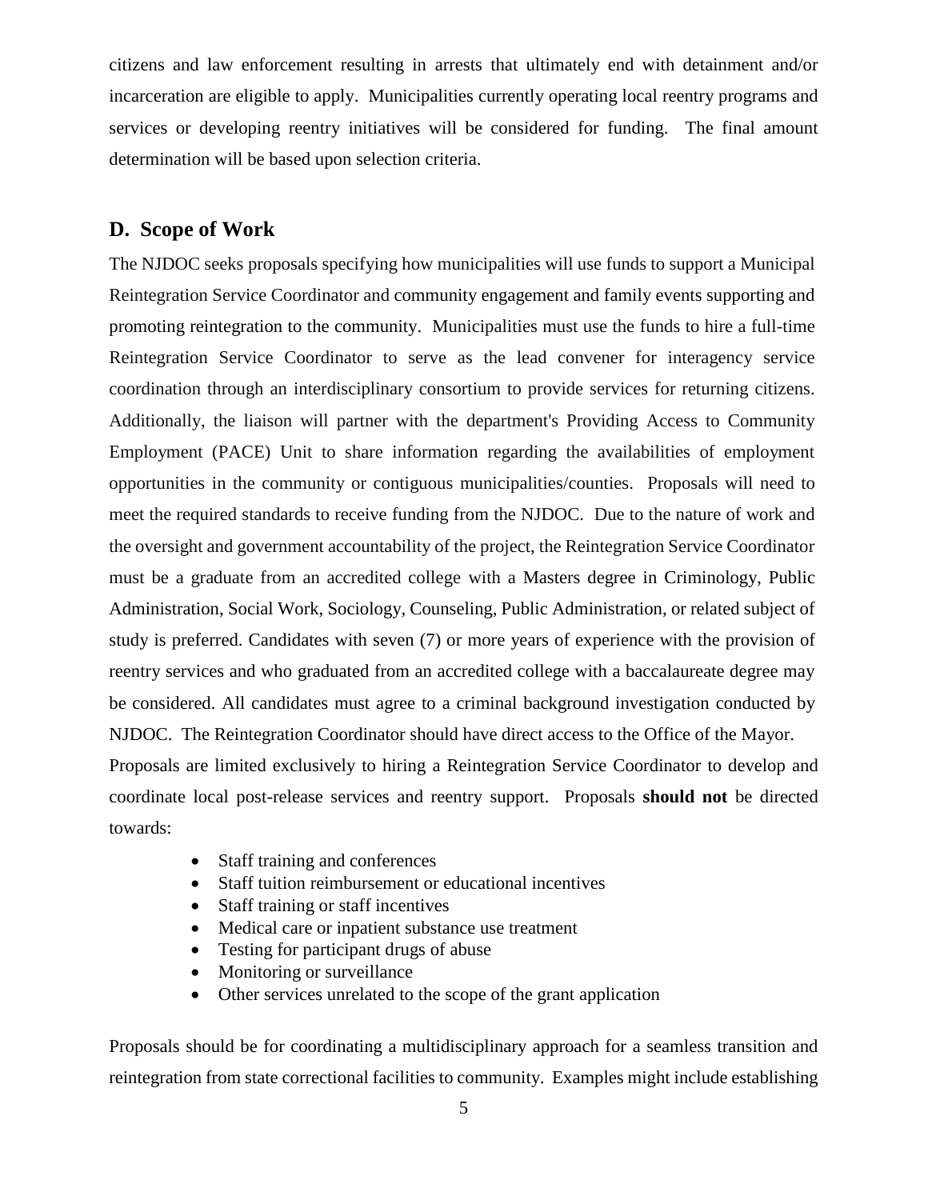citizens and law enforcement resulting in arrests that ultimately end with detainment and/or incarceration are eligible to apply. Municipalities currently operating local reentry programs and services or developing reentry initiatives will be considered for funding. The final amount determination will be based upon selection criteria.

## D. Scope of Work

The NJDOC seeks proposals specifying how municipalities will use funds to support a Municipal Reintegration Service Coordinator and community engagement and family events supporting and promoting reintegration to the community. Municipalities must use the funds to hire a full-time Reintegration Service Coordinator to serve as the lead convener for interagency service coordination through an interdisciplinary consortium to provide services for returning citizens. Additionally, the liaison will partner with the department's Providing Access to Community Employment (PACE) Unit to share information regarding the availabilities of employment opportunities in the community or contiguous municipalities/counties. Proposals will need to meet the required standards to receive funding from the NJDOC. Due to the nature of work and the oversight and government accountability of the project, the Reintegration Service Coordinator must be a graduate from an accredited college with a Masters degree in Criminology, Public Administration, Social Work, Sociology, Counseling, Public Administration, or related subject of study is preferred. Candidates with seven (7) or more years of experience with the provision of reentry services and who graduated from an accredited college with a baccalaureate degree may be considered. All candidates must agree to a criminal background investigation conducted by NJDOC. The Reintegration Coordinator should have direct access to the Office of the Mayor.

Proposals are limited exclusively to hiring a Reintegration Service Coordinator to develop and coordinate local post-release services and reentry support. Proposals **should not** be directed towards:

- Staff training and conferences
- Staff tuition reimbursement or educational incentives
- Staff training or staff incentives
- Medical care or inpatient substance use treatment
- Testing for participant drugs of abuse
- Monitoring or surveillance
- Other services unrelated to the scope of the grant application

Proposals should be for coordinating a multidisciplinary approach for a seamless transition and reintegration from state correctional facilities to community. Examples might include establishing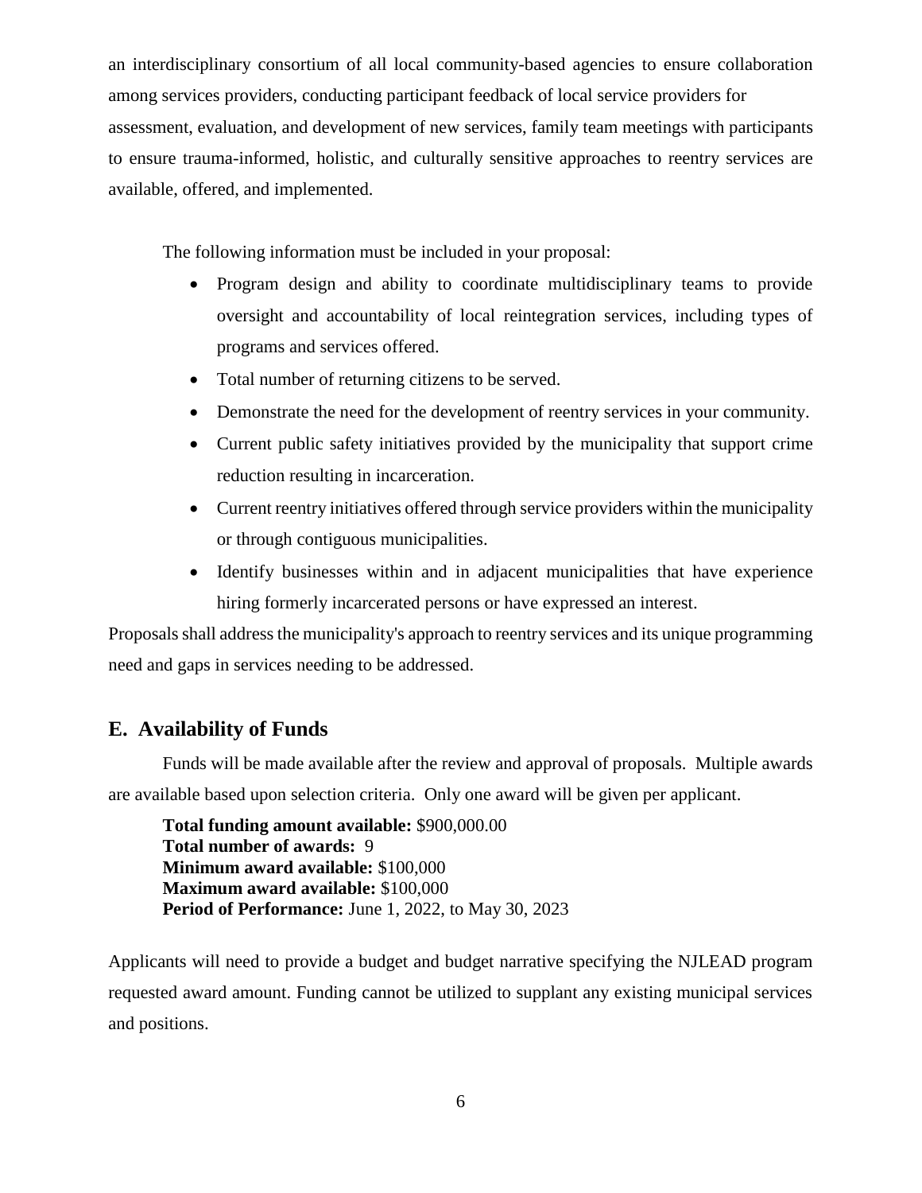an interdisciplinary consortium of all local community-based agencies to ensure collaboration among services providers, conducting participant feedback of local service providers for assessment, evaluation, and development of new services, family team meetings with participants to ensure trauma-informed, holistic, and culturally sensitive approaches to reentry services are available, offered, and implemented.

The following information must be included in your proposal:

- Program design and ability to coordinate multidisciplinary teams to provide oversight and accountability of local reintegration services, including types of programs and services offered.
- Total number of returning citizens to be served.
- Demonstrate the need for the development of reentry services in your community.
- Current public safety initiatives provided by the municipality that support crime reduction resulting in incarceration.
- Current reentry initiatives offered through service providers within the municipality or through contiguous municipalities.
- Identify businesses within and in adjacent municipalities that have experience hiring formerly incarcerated persons or have expressed an interest.

Proposals shall address the municipality's approach to reentry services and its unique programming need and gaps in services needing to be addressed.

## E. Availability of Funds

Funds will be made available after the review and approval of proposals. Multiple awards are available based upon selection criteria. Only one award will be given per applicant.

**Total funding amount available:** $900,000.00
**Total number of awards:** 9
**Minimum award available:** $100,000
**Maximum award available:** $100,000
**Period of Performance:** June 1, 2022, to May 30, 2023

Applicants will need to provide a budget and budget narrative specifying the NJLEAD program requested award amount. Funding cannot be utilized to supplant any existing municipal services and positions.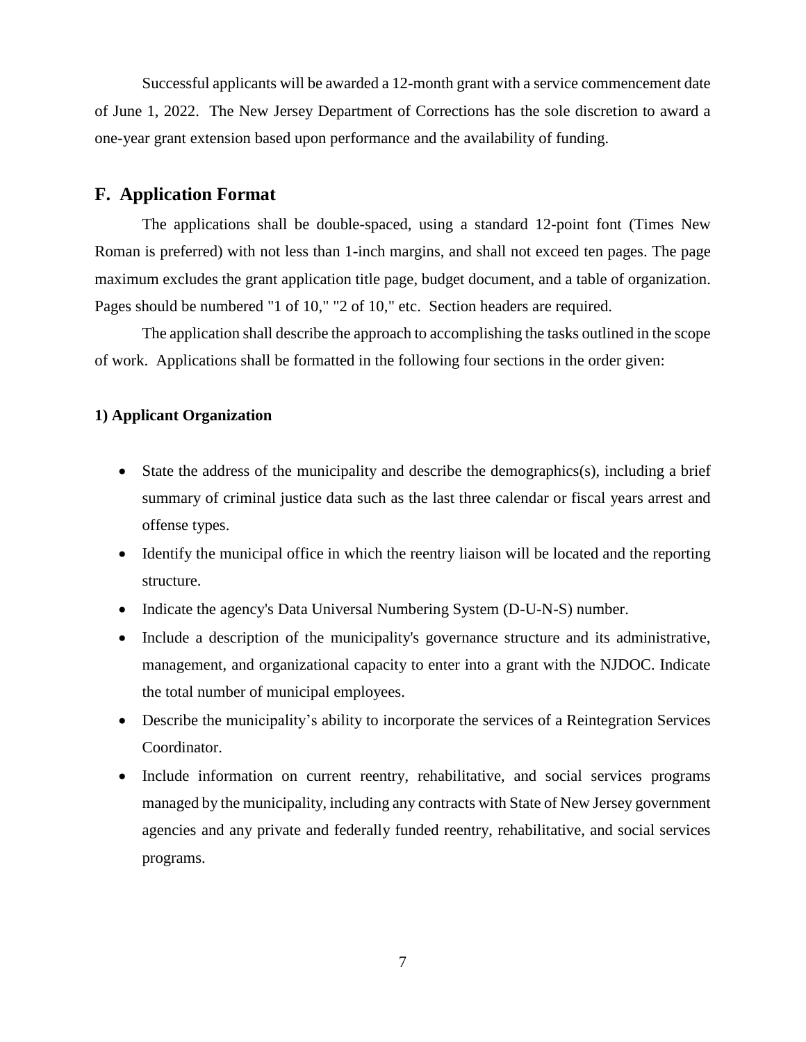Successful applicants will be awarded a 12-month grant with a service commencement date of June 1, 2022. The New Jersey Department of Corrections has the sole discretion to award a one-year grant extension based upon performance and the availability of funding.

## F. Application Format

The applications shall be double-spaced, using a standard 12-point font (Times New Roman is preferred) with not less than 1-inch margins, and shall not exceed ten pages. The page maximum excludes the grant application title page, budget document, and a table of organization. Pages should be numbered "1 of 10," "2 of 10," etc. Section headers are required.

The application shall describe the approach to accomplishing the tasks outlined in the scope of work. Applications shall be formatted in the following four sections in the order given:

**1) Applicant Organization**

- State the address of the municipality and describe the demographics(s), including a brief summary of criminal justice data such as the last three calendar or fiscal years arrest and offense types.
- Identify the municipal office in which the reentry liaison will be located and the reporting structure.
- Indicate the agency's Data Universal Numbering System (D-U-N-S) number.
- Include a description of the municipality's governance structure and its administrative, management, and organizational capacity to enter into a grant with the NJDOC. Indicate the total number of municipal employees.
- Describe the municipality's ability to incorporate the services of a Reintegration Services Coordinator.
- Include information on current reentry, rehabilitative, and social services programs managed by the municipality, including any contracts with State of New Jersey government agencies and any private and federally funded reentry, rehabilitative, and social services programs.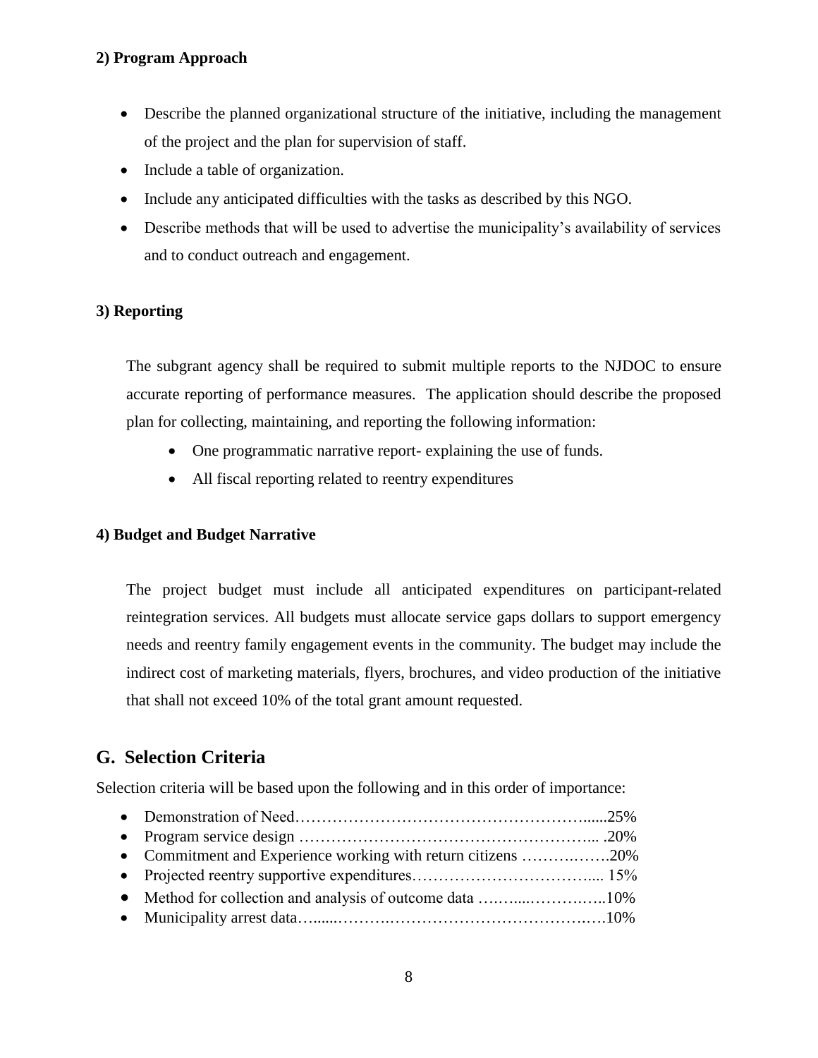**2) Program Approach**

- Describe the planned organizational structure of the initiative, including the management of the project and the plan for supervision of staff.
- Include a table of organization.
- Include any anticipated difficulties with the tasks as described by this NGO.
- Describe methods that will be used to advertise the municipality's availability of services and to conduct outreach and engagement.

**3) Reporting**

The subgrant agency shall be required to submit multiple reports to the NJDOC to ensure accurate reporting of performance measures. The application should describe the proposed plan for collecting, maintaining, and reporting the following information:

- One programmatic narrative report- explaining the use of funds.
- All fiscal reporting related to reentry expenditures

**4) Budget and Budget Narrative**

The project budget must include all anticipated expenditures on participant-related reintegration services. All budgets must allocate service gaps dollars to support emergency needs and reentry family engagement events in the community. The budget may include the indirect cost of marketing materials, flyers, brochures, and video production of the initiative that shall not exceed 10% of the total grant amount requested.

## G. Selection Criteria

Selection criteria will be based upon the following and in this order of importance:

- Demonstration of Need………………………………………………......25%
- Program service design ……………………………………………….. .20%
- Commitment and Experience working with return citizens ……….…….20%
- Projected reentry supportive expenditures…………………………….... 15%
- Method for collection and analysis of outcome data ….…....……….…..10%
- Municipality arrest data…......……….…………………………………….…10%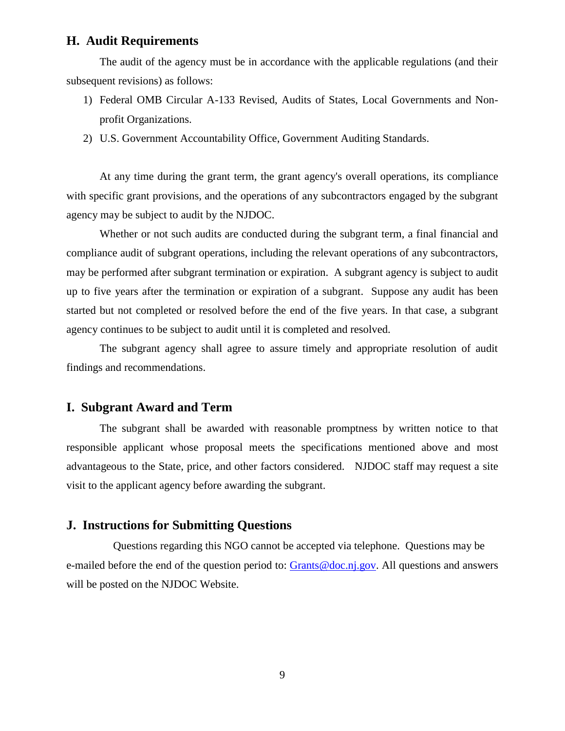## H. Audit Requirements

The audit of the agency must be in accordance with the applicable regulations (and their subsequent revisions) as follows:

1) Federal OMB Circular A-133 Revised, Audits of States, Local Governments and Non-profit Organizations.
2) U.S. Government Accountability Office, Government Auditing Standards.

At any time during the grant term, the grant agency's overall operations, its compliance with specific grant provisions, and the operations of any subcontractors engaged by the subgrant agency may be subject to audit by the NJDOC.

Whether or not such audits are conducted during the subgrant term, a final financial and compliance audit of subgrant operations, including the relevant operations of any subcontractors, may be performed after subgrant termination or expiration. A subgrant agency is subject to audit up to five years after the termination or expiration of a subgrant. Suppose any audit has been started but not completed or resolved before the end of the five years. In that case, a subgrant agency continues to be subject to audit until it is completed and resolved.

The subgrant agency shall agree to assure timely and appropriate resolution of audit findings and recommendations.

## I. Subgrant Award and Term

The subgrant shall be awarded with reasonable promptness by written notice to that responsible applicant whose proposal meets the specifications mentioned above and most advantageous to the State, price, and other factors considered. NJDOC staff may request a site visit to the applicant agency before awarding the subgrant.

## J. Instructions for Submitting Questions

Questions regarding this NGO cannot be accepted via telephone. Questions may be e-mailed before the end of the question period to: Grants@doc.nj.gov. All questions and answers will be posted on the NJDOC Website.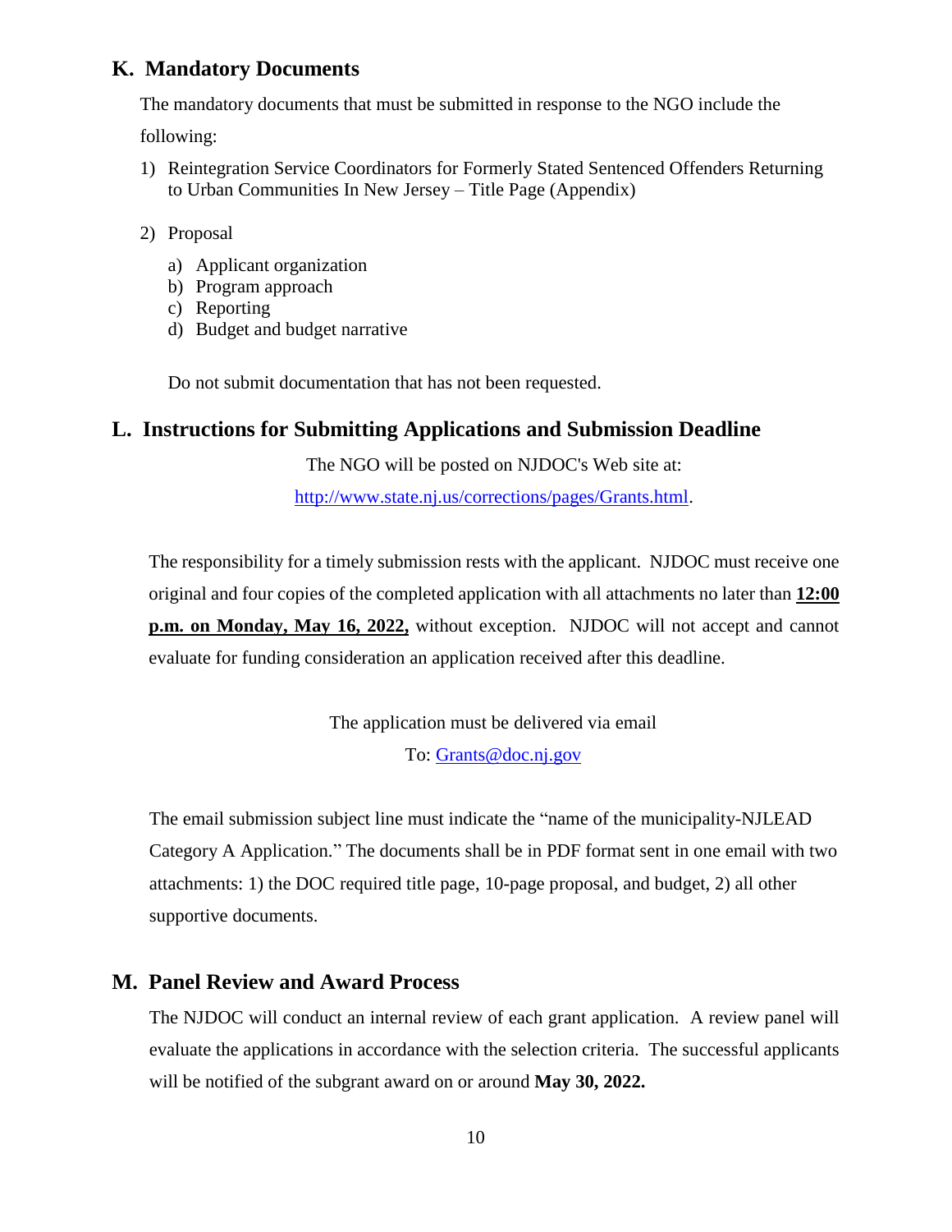## K. Mandatory Documents

The mandatory documents that must be submitted in response to the NGO include the following:

1) Reintegration Service Coordinators for Formerly Stated Sentenced Offenders Returning to Urban Communities In New Jersey – Title Page (Appendix)

2) Proposal
   a) Applicant organization
   b) Program approach
   c) Reporting
   d) Budget and budget narrative

   Do not submit documentation that has not been requested.

## L. Instructions for Submitting Applications and Submission Deadline

The NGO will be posted on NJDOC's Web site at:

http://www.state.nj.us/corrections/pages/Grants.html.

The responsibility for a timely submission rests with the applicant. NJDOC must receive one original and four copies of the completed application with all attachments no later than **12:00 p.m. on Monday, May 16, 2022,** without exception. NJDOC will not accept and cannot evaluate for funding consideration an application received after this deadline.

The application must be delivered via email

To: Grants@doc.nj.gov

The email submission subject line must indicate the "name of the municipality-NJLEAD Category A Application." The documents shall be in PDF format sent in one email with two attachments: 1) the DOC required title page, 10-page proposal, and budget, 2) all other supportive documents.

## M. Panel Review and Award Process

The NJDOC will conduct an internal review of each grant application. A review panel will evaluate the applications in accordance with the selection criteria. The successful applicants will be notified of the subgrant award on or around **May 30, 2022.**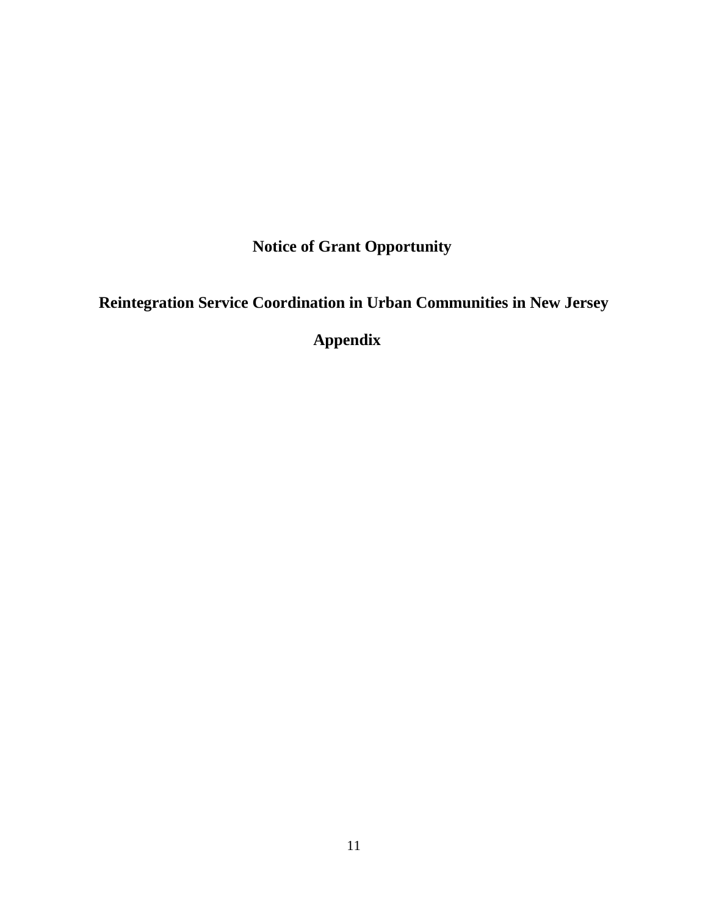# Notice of Grant Opportunity

## Reintegration Service Coordination in Urban Communities in New Jersey

## Appendix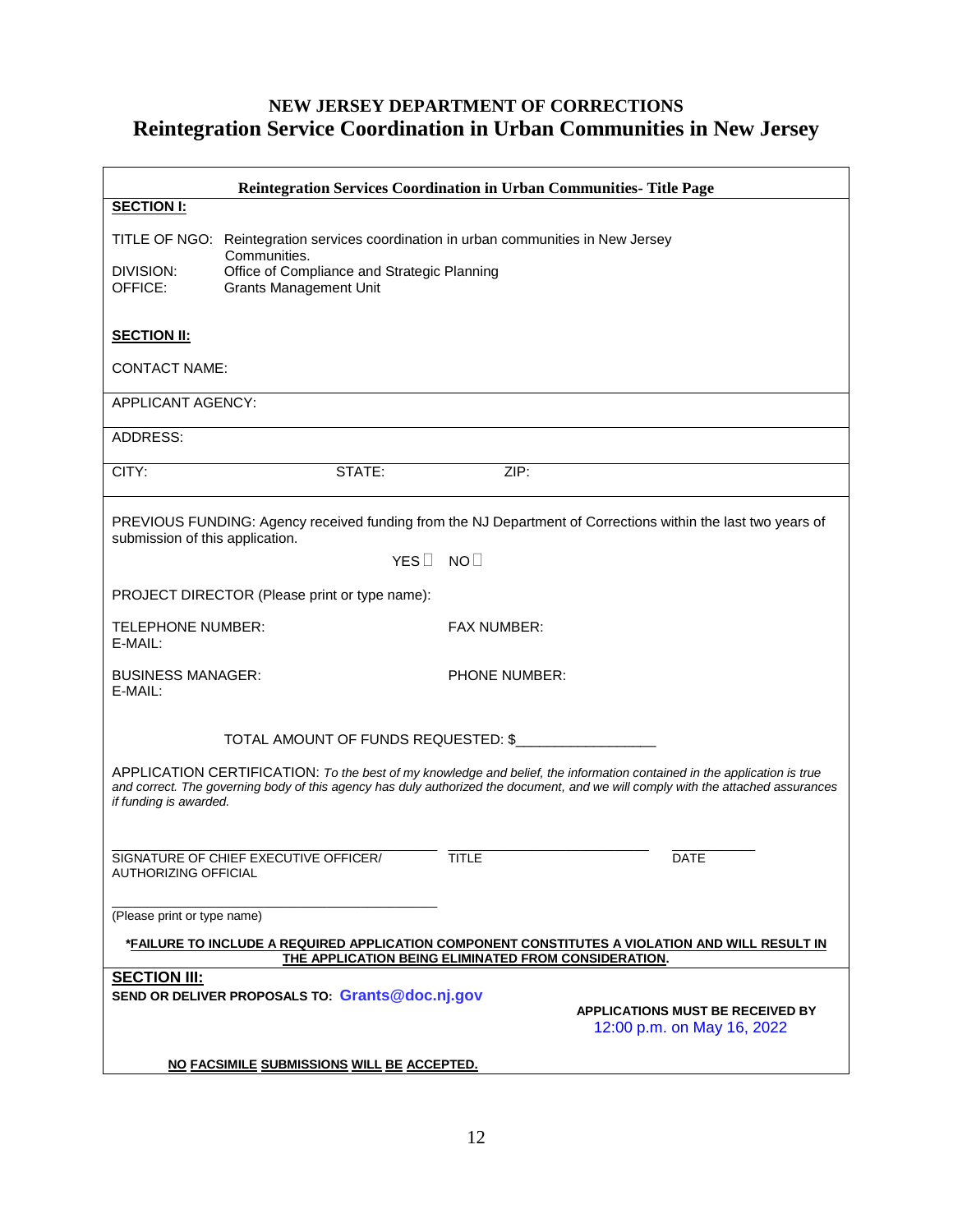**NEW JERSEY DEPARTMENT OF CORRECTIONS**

# Reintegration Service Coordination in Urban Communities in New Jersey

**Reintegration Services Coordination in Urban Communities- Title Page**

**SECTION I:**

TITLE OF NGO: Reintegration services coordination in urban communities in New Jersey Communities.

DIVISION: Office of Compliance and Strategic Planning

OFFICE: Grants Management Unit

**SECTION II:**

CONTACT NAME:

APPLICANT AGENCY:

ADDRESS:

CITY: STATE: ZIP:

PREVIOUS FUNDING: Agency received funding from the NJ Department of Corrections within the last two years of submission of this application.

YES ☐ NO ☐

PROJECT DIRECTOR (Please print or type name):

TELEPHONE NUMBER: FAX NUMBER:

E-MAIL:

BUSINESS MANAGER: PHONE NUMBER:

E-MAIL:

TOTAL AMOUNT OF FUNDS REQUESTED: $_________________

APPLICATION CERTIFICATION: *To the best of my knowledge and belief, the information contained in the application is true and correct. The governing body of this agency has duly authorized the document, and we will comply with the attached assurances if funding is awarded.*

_______________________________ _______________________ __________

SIGNATURE OF CHIEF EXECUTIVE OFFICER/ AUTHORIZING OFFICIAL TITLE DATE

_______________________________

(Please print or type name)

***FAILURE TO INCLUDE A REQUIRED APPLICATION COMPONENT CONSTITUTES A VIOLATION AND WILL RESULT IN THE APPLICATION BEING ELIMINATED FROM CONSIDERATION.**

**SECTION III:**

**SEND OR DELIVER PROPOSALS TO:** Grants@doc.nj.gov

**APPLICATIONS MUST BE RECEIVED BY** 12:00 p.m. on May 16, 2022

**NO FACSIMILE SUBMISSIONS WILL BE ACCEPTED.**